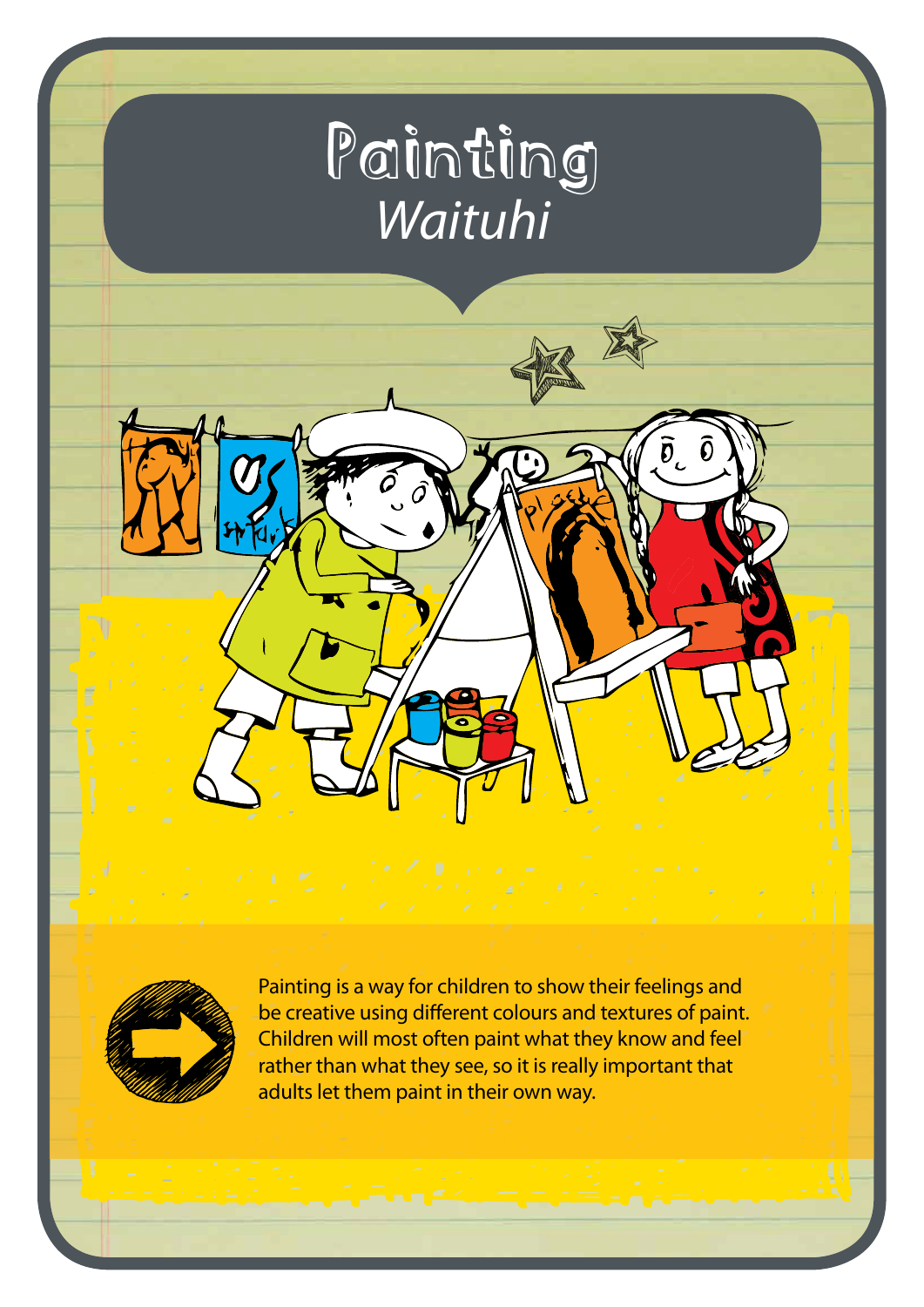# Painting

*Waituhi*

Painting is a way for children to show their feelings and be creative using different colours and textures of paint. Children will most often paint what they know and feel rather than what they see, so it is really important that adults let them paint in their own way.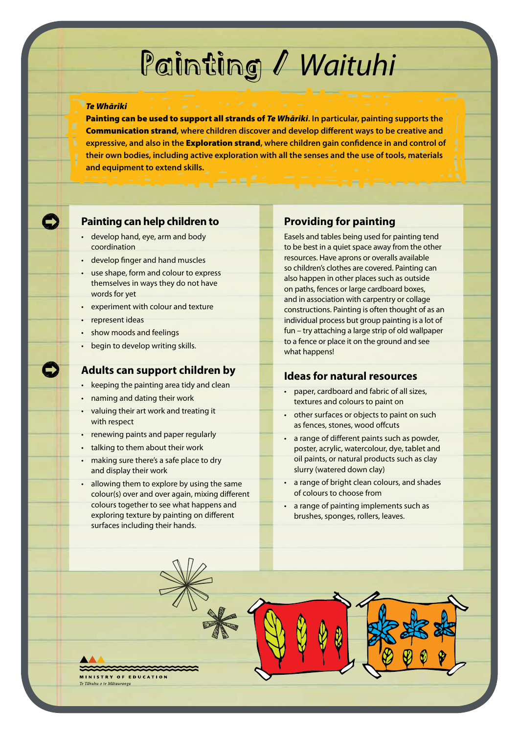# Painting / *Waituhi*

***Te Whāriki***

**Painting can be used to support all strands of *Te Whāriki*. In particular, painting supports the Communication strand, where children discover and develop different ways to be creative and expressive, and also in the Exploration strand, where children gain confidence in and control of their own bodies, including active exploration with all the senses and the use of tools, materials and equipment to extend skills.**

## Painting can help children to

- develop hand, eye, arm and body coordination
- develop finger and hand muscles
- use shape, form and colour to express themselves in ways they do not have words for yet
- experiment with colour and texture
- represent ideas
- show moods and feelings
- begin to develop writing skills.

## Adults can support children by

- keeping the painting area tidy and clean
- naming and dating their work
- valuing their art work and treating it with respect
- renewing paints and paper regularly
- talking to them about their work
- making sure there's a safe place to dry and display their work
- allowing them to explore by using the same colour(s) over and over again, mixing different colours together to see what happens and exploring texture by painting on different surfaces including their hands.

## Providing for painting

Easels and tables being used for painting tend to be best in a quiet space away from the other resources. Have aprons or overalls available so children's clothes are covered. Painting can also happen in other places such as outside on paths, fences or large cardboard boxes, and in association with carpentry or collage constructions. Painting is often thought of as an individual process but group painting is a lot of fun – try attaching a large strip of old wallpaper to a fence or place it on the ground and see what happens!

## Ideas for natural resources

- paper, cardboard and fabric of all sizes, textures and colours to paint on
- other surfaces or objects to paint on such as fences, stones, wood offcuts
- a range of different paints such as powder, poster, acrylic, watercolour, dye, tablet and oil paints, or natural products such as clay slurry (watered down clay)
- a range of bright clean colours, and shades of colours to choose from
- a range of painting implements such as brushes, sponges, rollers, leaves.

MINISTRY OF EDUCATION
*Te Tāhuhu o te Mātauranga*